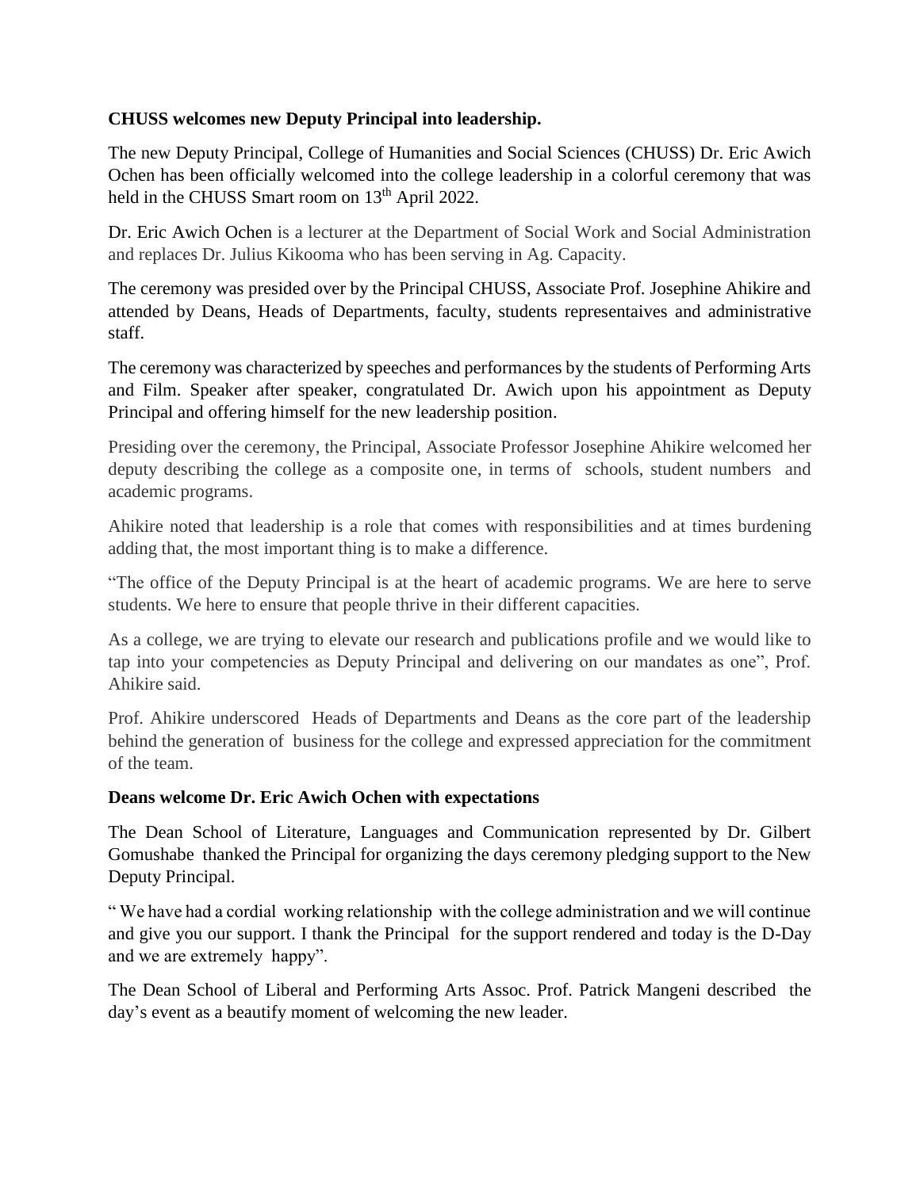**CHUSS welcomes new Deputy Principal into leadership.**

The new Deputy Principal, College of Humanities and Social Sciences (CHUSS) Dr. Eric Awich Ochen has been officially welcomed into the college leadership in a colorful ceremony that was held in the CHUSS Smart room on 13th April 2022.

Dr. Eric Awich Ochen is a lecturer at the Department of Social Work and Social Administration and replaces Dr. Julius Kikooma who has been serving in Ag. Capacity.

The ceremony was presided over by the Principal CHUSS, Associate Prof. Josephine Ahikire and attended by Deans, Heads of Departments, faculty, students representaives and administrative staff.

The ceremony was characterized by speeches and performances by the students of Performing Arts and Film. Speaker after speaker, congratulated Dr. Awich upon his appointment as Deputy Principal and offering himself for the new leadership position.

Presiding over the ceremony, the Principal, Associate Professor Josephine Ahikire welcomed her deputy describing the college as a composite one, in terms of schools, student numbers and academic programs.

Ahikire noted that leadership is a role that comes with responsibilities and at times burdening adding that, the most important thing is to make a difference.

"The office of the Deputy Principal is at the heart of academic programs. We are here to serve students. We here to ensure that people thrive in their different capacities.

As a college, we are trying to elevate our research and publications profile and we would like to tap into your competencies as Deputy Principal and delivering on our mandates as one", Prof. Ahikire said.

Prof. Ahikire underscored Heads of Departments and Deans as the core part of the leadership behind the generation of business for the college and expressed appreciation for the commitment of the team.

**Deans welcome Dr. Eric Awich Ochen with expectations**

The Dean School of Literature, Languages and Communication represented by Dr. Gilbert Gomushabe thanked the Principal for organizing the days ceremony pledging support to the New Deputy Principal.

" We have had a cordial working relationship with the college administration and we will continue and give you our support. I thank the Principal for the support rendered and today is the D-Day and we are extremely happy".

The Dean School of Liberal and Performing Arts Assoc. Prof. Patrick Mangeni described the day's event as a beautify moment of welcoming the new leader.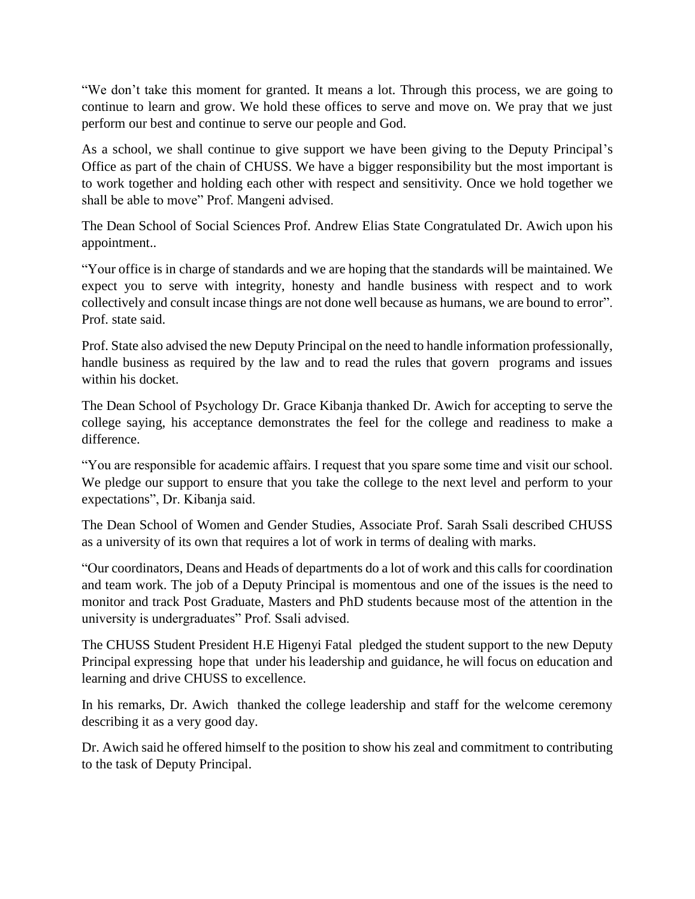"We don't take this moment for granted. It means a lot. Through this process, we are going to continue to learn and grow. We hold these offices to serve and move on. We pray that we just perform our best and continue to serve our people and God.

As a school, we shall continue to give support we have been giving to the Deputy Principal's Office as part of the chain of CHUSS. We have a bigger responsibility but the most important is to work together and holding each other with respect and sensitivity. Once we hold together we shall be able to move" Prof. Mangeni advised.

The Dean School of Social Sciences Prof. Andrew Elias State Congratulated Dr. Awich upon his appointment..

"Your office is in charge of standards and we are hoping that the standards will be maintained. We expect you to serve with integrity, honesty and handle business with respect and to work collectively and consult incase things are not done well because as humans, we are bound to error". Prof. state said.

Prof. State also advised the new Deputy Principal on the need to handle information professionally, handle business as required by the law and to read the rules that govern programs and issues within his docket.

The Dean School of Psychology Dr. Grace Kibanja thanked Dr. Awich for accepting to serve the college saying, his acceptance demonstrates the feel for the college and readiness to make a difference.

"You are responsible for academic affairs. I request that you spare some time and visit our school. We pledge our support to ensure that you take the college to the next level and perform to your expectations", Dr. Kibanja said.

The Dean School of Women and Gender Studies, Associate Prof. Sarah Ssali described CHUSS as a university of its own that requires a lot of work in terms of dealing with marks.

"Our coordinators, Deans and Heads of departments do a lot of work and this calls for coordination and team work. The job of a Deputy Principal is momentous and one of the issues is the need to monitor and track Post Graduate, Masters and PhD students because most of the attention in the university is undergraduates" Prof. Ssali advised.

The CHUSS Student President H.E Higenyi Fatal pledged the student support to the new Deputy Principal expressing hope that under his leadership and guidance, he will focus on education and learning and drive CHUSS to excellence.

In his remarks, Dr. Awich thanked the college leadership and staff for the welcome ceremony describing it as a very good day.

Dr. Awich said he offered himself to the position to show his zeal and commitment to contributing to the task of Deputy Principal.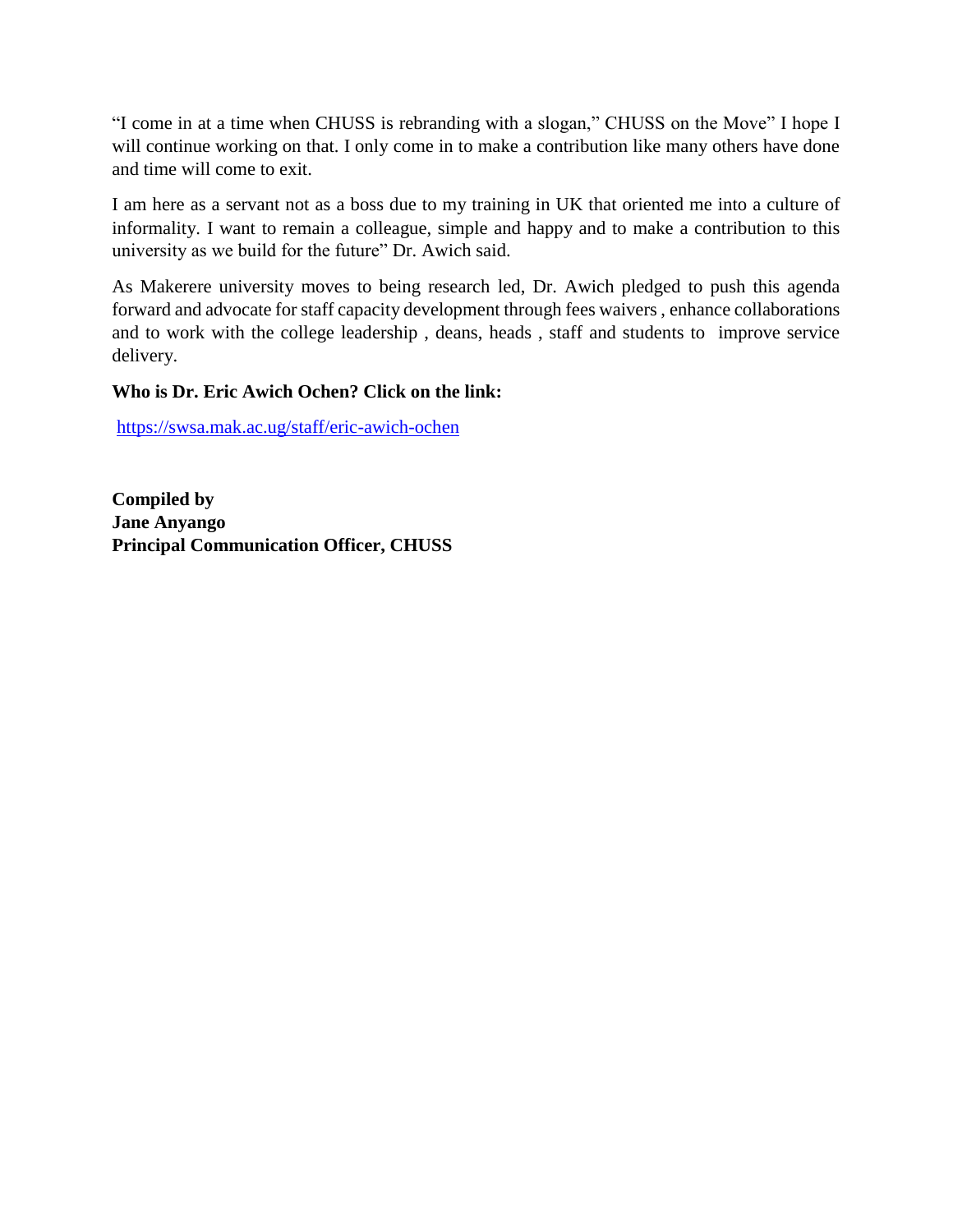"I come in at a time when CHUSS is rebranding with a slogan," CHUSS on the Move" I hope I will continue working on that. I only come in to make a contribution like many others have done and time will come to exit.

I am here as a servant not as a boss due to my training in UK that oriented me into a culture of informality. I want to remain a colleague, simple and happy and to make a contribution to this university as we build for the future" Dr. Awich said.

As Makerere university moves to being research led, Dr. Awich pledged to push this agenda forward and advocate for staff capacity development through fees waivers , enhance collaborations and to work with the college leadership , deans, heads , staff and students to improve service delivery.

**Who is Dr. Eric Awich Ochen? Click on the link:**

https://swsa.mak.ac.ug/staff/eric-awich-ochen

**Compiled by**
**Jane Anyango**
**Principal Communication Officer, CHUSS**